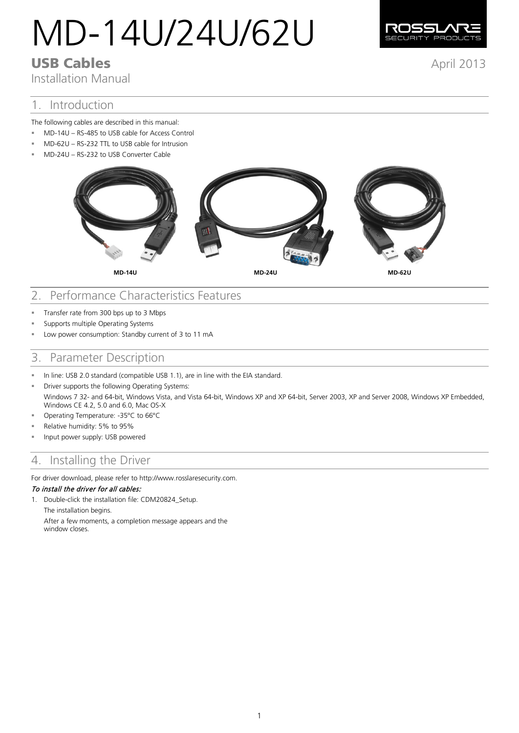# MD-14U/24U/62U

## USB Cables

Installation Manual

April 2013

## 1. Introduction

The following cables are described in this manual:

- MD-14U – RS-485 to USB cable for Access Control
- MD-62U – RS-232 TTL to USB cable for Intrusion
- MD-24U – RS-232 to USB Converter Cable

MD-14U MD-24U MD-62U

## 2. Performance Characteristics Features

- Transfer rate from 300 bps up to 3 Mbps
- Supports multiple Operating Systems
- Low power consumption: Standby current of 3 to 11 mA

## 3. Parameter Description

- In line: USB 2.0 standard (compatible USB 1.1), are in line with the EIA standard.
- Driver supports the following Operating Systems:
  Windows 7 32- and 64-bit, Windows Vista, and Vista 64-bit, Windows XP and XP 64-bit, Server 2003, XP and Server 2008, Windows XP Embedded, Windows CE 4.2, 5.0 and 6.0, Mac OS-X
- Operating Temperature: -35°C to 66°C
- Relative humidity: 5% to 95%
- Input power supply: USB powered

## 4. Installing the Driver

For driver download, please refer to http://www.rosslaresecurity.com.

***To install the driver for all cables:***

1. Double-click the installation file: CDM20824_Setup.
   The installation begins.
   After a few moments, a completion message appears and the window closes.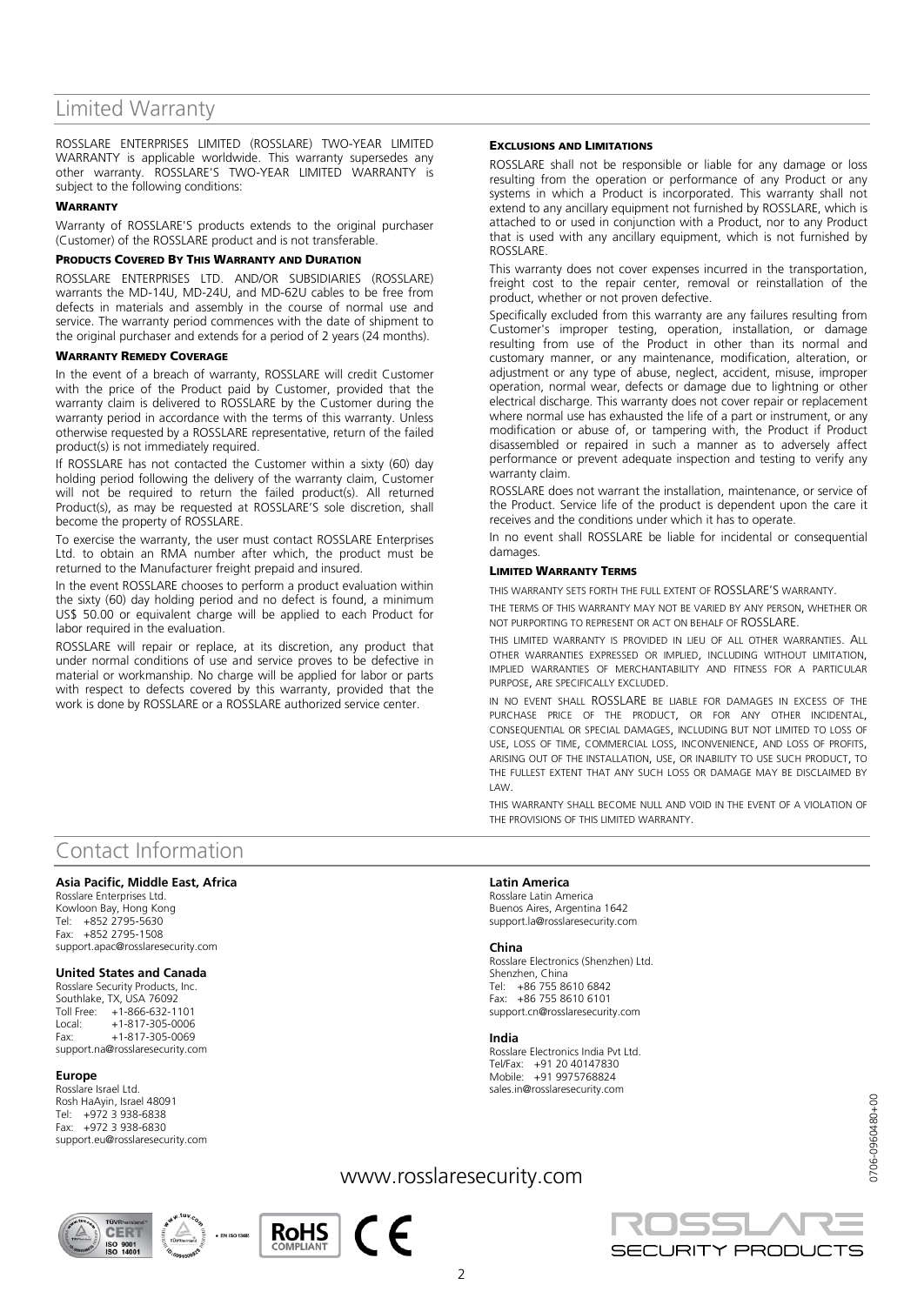# Limited Warranty

ROSSLARE ENTERPRISES LIMITED (ROSSLARE) TWO-YEAR LIMITED WARRANTY is applicable worldwide. This warranty supersedes any other warranty. ROSSLARE'S TWO-YEAR LIMITED WARRANTY is subject to the following conditions:

### WARRANTY

Warranty of ROSSLARE'S products extends to the original purchaser (Customer) of the ROSSLARE product and is not transferable.

### PRODUCTS COVERED BY THIS WARRANTY AND DURATION

ROSSLARE ENTERPRISES LTD. AND/OR SUBSIDIARIES (ROSSLARE) warrants the MD-14U, MD-24U, and MD-62U cables to be free from defects in materials and assembly in the course of normal use and service. The warranty period commences with the date of shipment to the original purchaser and extends for a period of 2 years (24 months).

### WARRANTY REMEDY COVERAGE

In the event of a breach of warranty, ROSSLARE will credit Customer with the price of the Product paid by Customer, provided that the warranty claim is delivered to ROSSLARE by the Customer during the warranty period in accordance with the terms of this warranty. Unless otherwise requested by a ROSSLARE representative, return of the failed product(s) is not immediately required.

If ROSSLARE has not contacted the Customer within a sixty (60) day holding period following the delivery of the warranty claim, Customer will not be required to return the failed product(s). All returned Product(s), as may be requested at ROSSLARE'S sole discretion, shall become the property of ROSSLARE.

To exercise the warranty, the user must contact ROSSLARE Enterprises Ltd. to obtain an RMA number after which, the product must be returned to the Manufacturer freight prepaid and insured.

In the event ROSSLARE chooses to perform a product evaluation within the sixty (60) day holding period and no defect is found, a minimum US$ 50.00 or equivalent charge will be applied to each Product for labor required in the evaluation.

ROSSLARE will repair or replace, at its discretion, any product that under normal conditions of use and service proves to be defective in material or workmanship. No charge will be applied for labor or parts with respect to defects covered by this warranty, provided that the work is done by ROSSLARE or a ROSSLARE authorized service center.

### EXCLUSIONS AND LIMITATIONS

ROSSLARE shall not be responsible or liable for any damage or loss resulting from the operation or performance of any Product or any systems in which a Product is incorporated. This warranty shall not extend to any ancillary equipment not furnished by ROSSLARE, which is attached to or used in conjunction with a Product, nor to any Product that is used with any ancillary equipment, which is not furnished by ROSSLARE.

This warranty does not cover expenses incurred in the transportation, freight cost to the repair center, removal or reinstallation of the product, whether or not proven defective.

Specifically excluded from this warranty are any failures resulting from Customer's improper testing, operation, installation, or damage resulting from use of the Product in other than its normal and customary manner, or any maintenance, modification, alteration, or adjustment or any type of abuse, neglect, accident, misuse, improper operation, normal wear, defects or damage due to lightning or other electrical discharge. This warranty does not cover repair or replacement where normal use has exhausted the life of a part or instrument, or any modification or abuse of, or tampering with, the Product if Product disassembled or repaired in such a manner as to adversely affect performance or prevent adequate inspection and testing to verify any warranty claim.

ROSSLARE does not warrant the installation, maintenance, or service of the Product. Service life of the product is dependent upon the care it receives and the conditions under which it has to operate.

In no event shall ROSSLARE be liable for incidental or consequential damages.

### LIMITED WARRANTY TERMS

THIS WARRANTY SETS FORTH THE FULL EXTENT OF ROSSLARE'S WARRANTY.

THE TERMS OF THIS WARRANTY MAY NOT BE VARIED BY ANY PERSON, WHETHER OR NOT PURPORTING TO REPRESENT OR ACT ON BEHALF OF ROSSLARE.

THIS LIMITED WARRANTY IS PROVIDED IN LIEU OF ALL OTHER WARRANTIES. ALL OTHER WARRANTIES EXPRESSED OR IMPLIED, INCLUDING WITHOUT LIMITATION, IMPLIED WARRANTIES OF MERCHANTABILITY AND FITNESS FOR A PARTICULAR PURPOSE, ARE SPECIFICALLY EXCLUDED.

IN NO EVENT SHALL ROSSLARE BE LIABLE FOR DAMAGES IN EXCESS OF THE PURCHASE PRICE OF THE PRODUCT, OR FOR ANY OTHER INCIDENTAL, CONSEQUENTIAL OR SPECIAL DAMAGES, INCLUDING BUT NOT LIMITED TO LOSS OF USE, LOSS OF TIME, COMMERCIAL LOSS, INCONVENIENCE, AND LOSS OF PROFITS, ARISING OUT OF THE INSTALLATION, USE, OR INABILITY TO USE SUCH PRODUCT, TO THE FULLEST EXTENT THAT ANY SUCH LOSS OR DAMAGE MAY BE DISCLAIMED BY LAW.

THIS WARRANTY SHALL BECOME NULL AND VOID IN THE EVENT OF A VIOLATION OF THE PROVISIONS OF THIS LIMITED WARRANTY.

# Contact Information

**Asia Pacific, Middle East, Africa**
Rosslare Enterprises Ltd.
Kowloon Bay, Hong Kong
Tel: +852 2795-5630
Fax: +852 2795-1508
support.apac@rosslaresecurity.com

**United States and Canada**
Rosslare Security Products, Inc.
Southlake, TX, USA 76092
Toll Free: +1-866-632-1101
Local: +1-817-305-0006
Fax: +1-817-305-0069
support.na@rosslaresecurity.com

**Europe**
Rosslare Israel Ltd.
Rosh HaAyin, Israel 48091
Tel: +972 3 938-6838
Fax: +972 3 938-6830
support.eu@rosslaresecurity.com

**Latin America**
Rosslare Latin America
Buenos Aires, Argentina 1642
support.la@rosslaresecurity.com

**China**
Rosslare Electronics (Shenzhen) Ltd.
Shenzhen, China
Tel: +86 755 8610 6842
Fax: +86 755 8610 6101
support.cn@rosslaresecurity.com

**India**
Rosslare Electronics India Pvt Ltd.
Tel/Fax: +91 20 40147830
Mobile: +91 9975768824
sales.in@rosslaresecurity.com

www.rosslaresecurity.com

0706-0960480+00